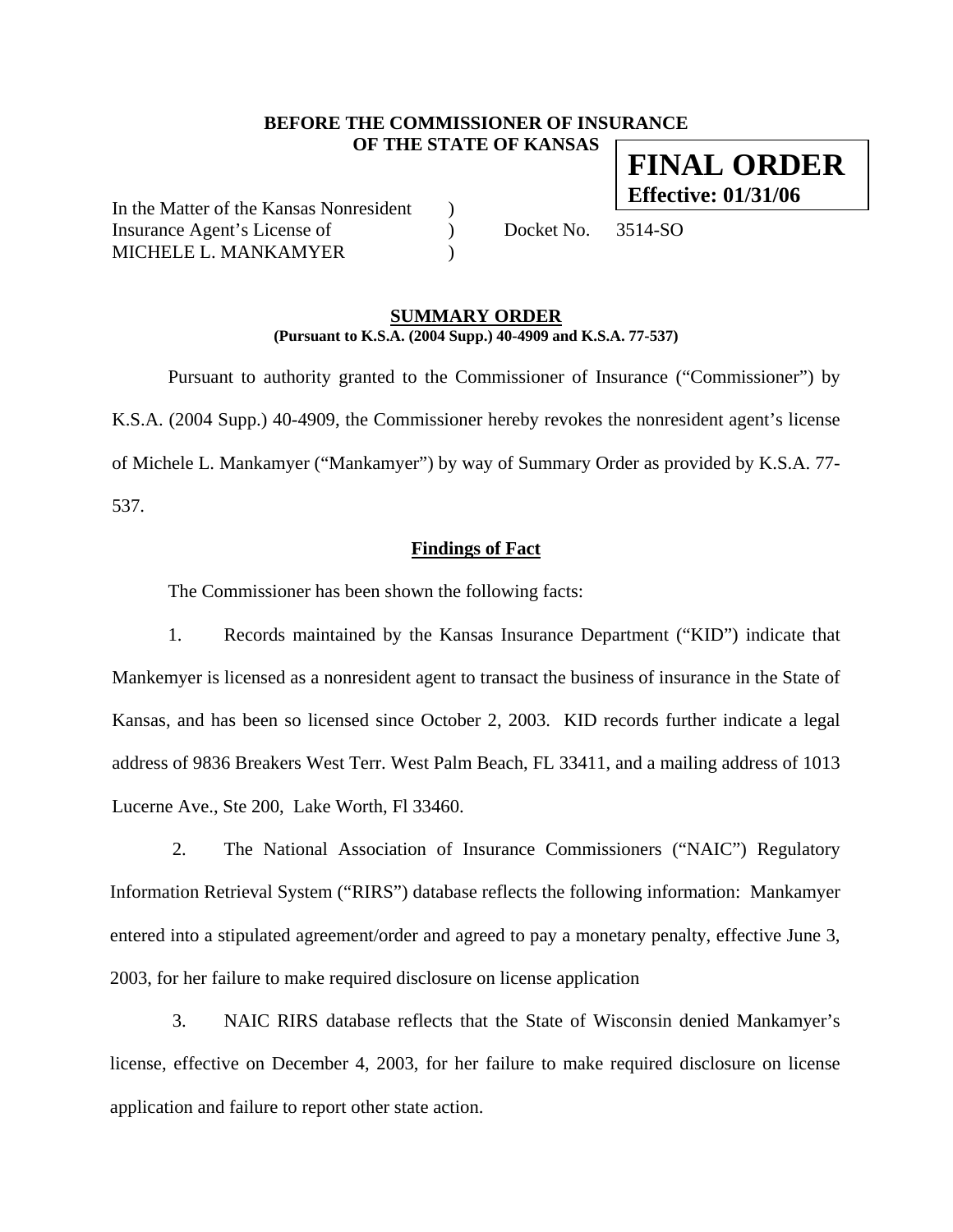**BEFORE THE COMMISSIONER OF INSURANCE**
**OF THE STATE OF KANSAS**

**FINAL ORDER**
**Effective: 01/31/06**

In the Matter of the Kansas Nonresident )
Insurance Agent's License of ) Docket No. 3514-SO
MICHELE L. MANKAMYER )

**SUMMARY ORDER**
**(Pursuant to K.S.A. (2004 Supp.) 40-4909 and K.S.A. 77-537)**

Pursuant to authority granted to the Commissioner of Insurance ("Commissioner") by K.S.A. (2004 Supp.) 40-4909, the Commissioner hereby revokes the nonresident agent's license of Michele L. Mankamyer ("Mankamyer") by way of Summary Order as provided by K.S.A. 77-537.

**Findings of Fact**

The Commissioner has been shown the following facts:

1. Records maintained by the Kansas Insurance Department ("KID") indicate that Mankemyer is licensed as a nonresident agent to transact the business of insurance in the State of Kansas, and has been so licensed since October 2, 2003. KID records further indicate a legal address of 9836 Breakers West Terr. West Palm Beach, FL 33411, and a mailing address of 1013 Lucerne Ave., Ste 200, Lake Worth, Fl 33460.

2. The National Association of Insurance Commissioners ("NAIC") Regulatory Information Retrieval System ("RIRS") database reflects the following information: Mankamyer entered into a stipulated agreement/order and agreed to pay a monetary penalty, effective June 3, 2003, for her failure to make required disclosure on license application

3. NAIC RIRS database reflects that the State of Wisconsin denied Mankamyer's license, effective on December 4, 2003, for her failure to make required disclosure on license application and failure to report other state action.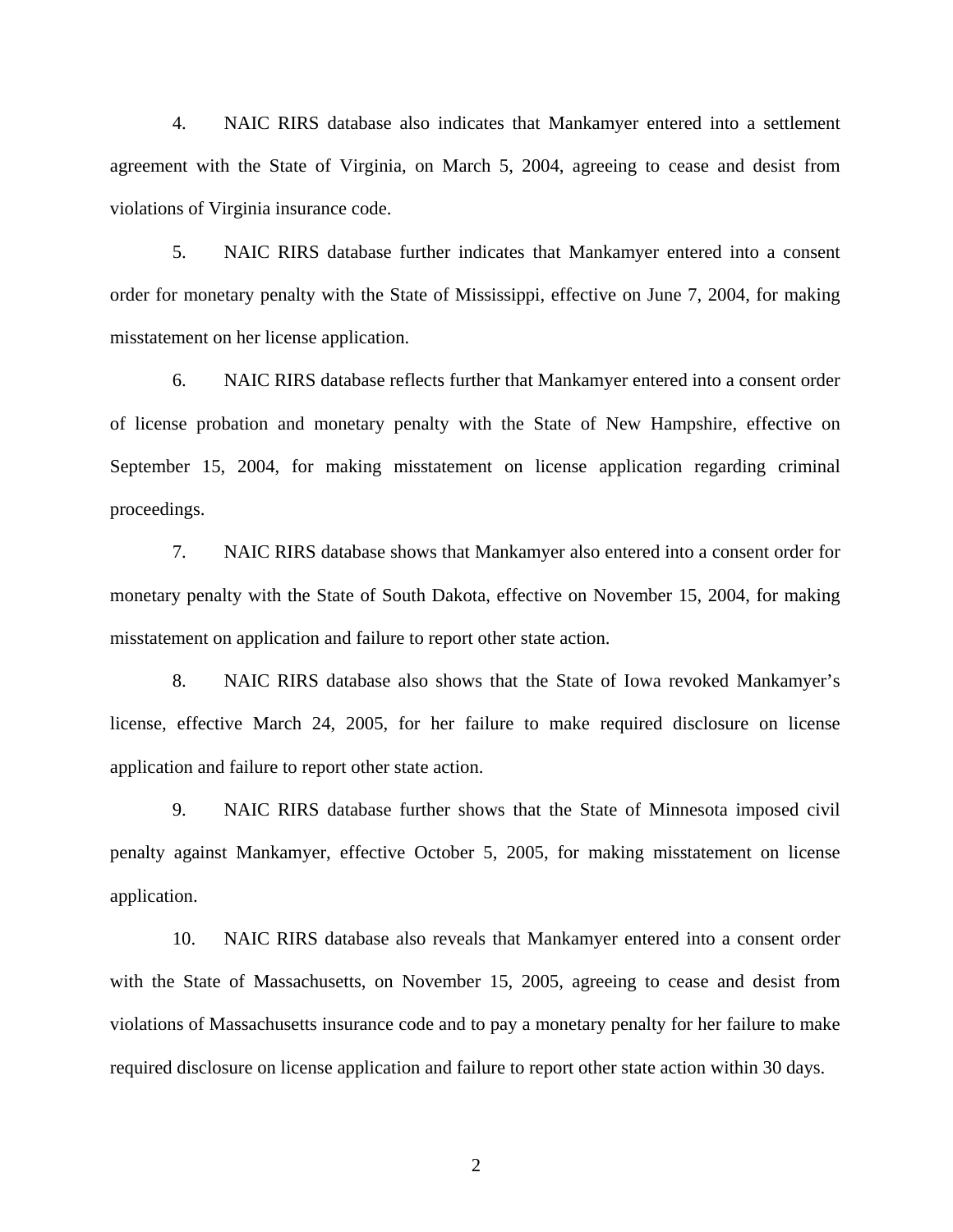4. NAIC RIRS database also indicates that Mankamyer entered into a settlement agreement with the State of Virginia, on March 5, 2004, agreeing to cease and desist from violations of Virginia insurance code.

5. NAIC RIRS database further indicates that Mankamyer entered into a consent order for monetary penalty with the State of Mississippi, effective on June 7, 2004, for making misstatement on her license application.

6. NAIC RIRS database reflects further that Mankamyer entered into a consent order of license probation and monetary penalty with the State of New Hampshire, effective on September 15, 2004, for making misstatement on license application regarding criminal proceedings.

7. NAIC RIRS database shows that Mankamyer also entered into a consent order for monetary penalty with the State of South Dakota, effective on November 15, 2004, for making misstatement on application and failure to report other state action.

8. NAIC RIRS database also shows that the State of Iowa revoked Mankamyer's license, effective March 24, 2005, for her failure to make required disclosure on license application and failure to report other state action.

9. NAIC RIRS database further shows that the State of Minnesota imposed civil penalty against Mankamyer, effective October 5, 2005, for making misstatement on license application.

10. NAIC RIRS database also reveals that Mankamyer entered into a consent order with the State of Massachusetts, on November 15, 2005, agreeing to cease and desist from violations of Massachusetts insurance code and to pay a monetary penalty for her failure to make required disclosure on license application and failure to report other state action within 30 days.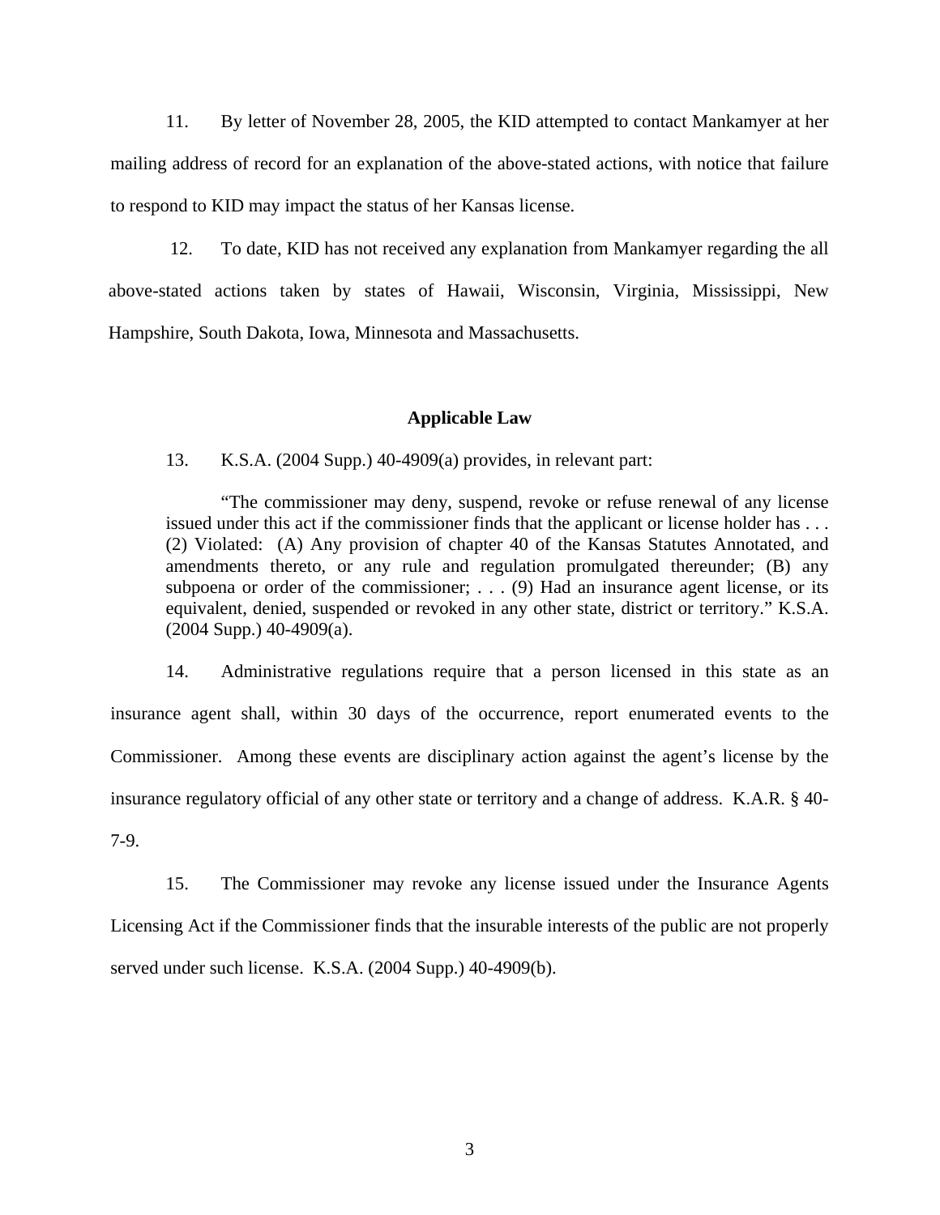11. By letter of November 28, 2005, the KID attempted to contact Mankamyer at her mailing address of record for an explanation of the above-stated actions, with notice that failure to respond to KID may impact the status of her Kansas license.

12. To date, KID has not received any explanation from Mankamyer regarding the all above-stated actions taken by states of Hawaii, Wisconsin, Virginia, Mississippi, New Hampshire, South Dakota, Iowa, Minnesota and Massachusetts.

**Applicable Law**

13. K.S.A. (2004 Supp.) 40-4909(a) provides, in relevant part:

> "The commissioner may deny, suspend, revoke or refuse renewal of any license issued under this act if the commissioner finds that the applicant or license holder has . . . (2) Violated: (A) Any provision of chapter 40 of the Kansas Statutes Annotated, and amendments thereto, or any rule and regulation promulgated thereunder; (B) any subpoena or order of the commissioner; . . . (9) Had an insurance agent license, or its equivalent, denied, suspended or revoked in any other state, district or territory." K.S.A. (2004 Supp.) 40-4909(a).

14. Administrative regulations require that a person licensed in this state as an insurance agent shall, within 30 days of the occurrence, report enumerated events to the Commissioner. Among these events are disciplinary action against the agent's license by the insurance regulatory official of any other state or territory and a change of address. K.A.R. § 40-7-9.

15. The Commissioner may revoke any license issued under the Insurance Agents Licensing Act if the Commissioner finds that the insurable interests of the public are not properly served under such license. K.S.A. (2004 Supp.) 40-4909(b).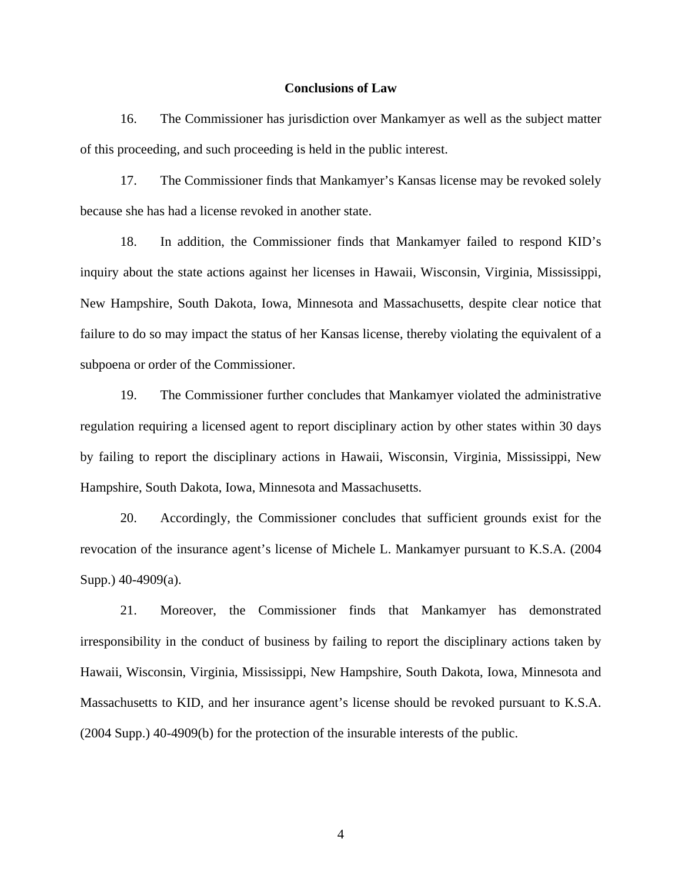## Conclusions of Law

16. The Commissioner has jurisdiction over Mankamyer as well as the subject matter of this proceeding, and such proceeding is held in the public interest.

17. The Commissioner finds that Mankamyer's Kansas license may be revoked solely because she has had a license revoked in another state.

18. In addition, the Commissioner finds that Mankamyer failed to respond KID's inquiry about the state actions against her licenses in Hawaii, Wisconsin, Virginia, Mississippi, New Hampshire, South Dakota, Iowa, Minnesota and Massachusetts, despite clear notice that failure to do so may impact the status of her Kansas license, thereby violating the equivalent of a subpoena or order of the Commissioner.

19. The Commissioner further concludes that Mankamyer violated the administrative regulation requiring a licensed agent to report disciplinary action by other states within 30 days by failing to report the disciplinary actions in Hawaii, Wisconsin, Virginia, Mississippi, New Hampshire, South Dakota, Iowa, Minnesota and Massachusetts.

20. Accordingly, the Commissioner concludes that sufficient grounds exist for the revocation of the insurance agent's license of Michele L. Mankamyer pursuant to K.S.A. (2004 Supp.) 40-4909(a).

21. Moreover, the Commissioner finds that Mankamyer has demonstrated irresponsibility in the conduct of business by failing to report the disciplinary actions taken by Hawaii, Wisconsin, Virginia, Mississippi, New Hampshire, South Dakota, Iowa, Minnesota and Massachusetts to KID, and her insurance agent's license should be revoked pursuant to K.S.A. (2004 Supp.) 40-4909(b) for the protection of the insurable interests of the public.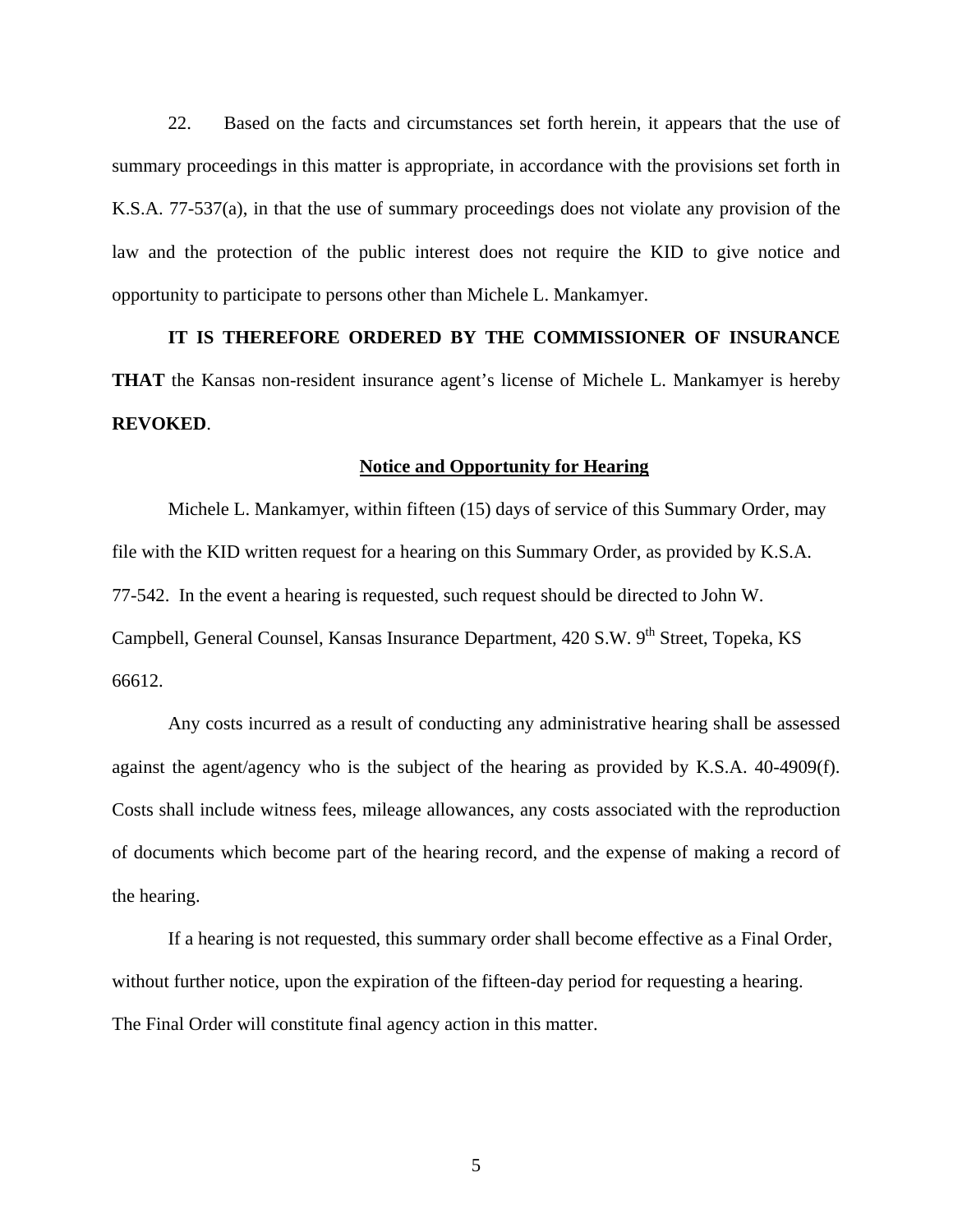22. Based on the facts and circumstances set forth herein, it appears that the use of summary proceedings in this matter is appropriate, in accordance with the provisions set forth in K.S.A. 77-537(a), in that the use of summary proceedings does not violate any provision of the law and the protection of the public interest does not require the KID to give notice and opportunity to participate to persons other than Michele L. Mankamyer.

**IT IS THEREFORE ORDERED BY THE COMMISSIONER OF INSURANCE THAT** the Kansas non-resident insurance agent's license of Michele L. Mankamyer is hereby **REVOKED**.

## Notice and Opportunity for Hearing

Michele L. Mankamyer, within fifteen (15) days of service of this Summary Order, may file with the KID written request for a hearing on this Summary Order, as provided by K.S.A. 77-542. In the event a hearing is requested, such request should be directed to John W. Campbell, General Counsel, Kansas Insurance Department, 420 S.W. 9th Street, Topeka, KS 66612.

Any costs incurred as a result of conducting any administrative hearing shall be assessed against the agent/agency who is the subject of the hearing as provided by K.S.A. 40-4909(f). Costs shall include witness fees, mileage allowances, any costs associated with the reproduction of documents which become part of the hearing record, and the expense of making a record of the hearing.

If a hearing is not requested, this summary order shall become effective as a Final Order, without further notice, upon the expiration of the fifteen-day period for requesting a hearing. The Final Order will constitute final agency action in this matter.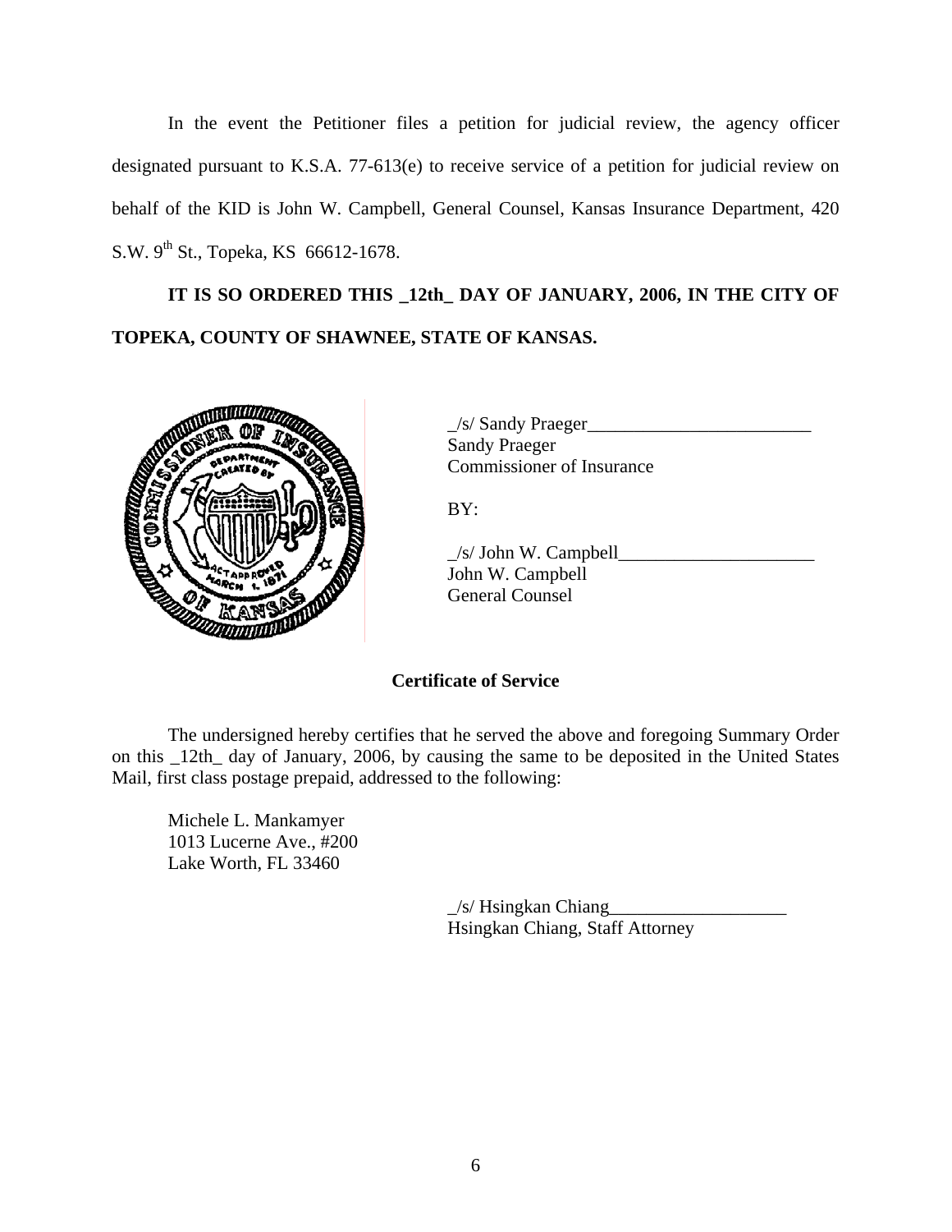In the event the Petitioner files a petition for judicial review, the agency officer designated pursuant to K.S.A. 77-613(e) to receive service of a petition for judicial review on behalf of the KID is John W. Campbell, General Counsel, Kansas Insurance Department, 420 S.W. 9th St., Topeka, KS 66612-1678.

**IT IS SO ORDERED THIS _12th_ DAY OF JANUARY, 2006, IN THE CITY OF TOPEKA, COUNTY OF SHAWNEE, STATE OF KANSAS.**

_/s/ Sandy Praeger________________________
Sandy Praeger
Commissioner of Insurance

BY:

_/s/ John W. Campbell_____________________
John W. Campbell
General Counsel

**Certificate of Service**

The undersigned hereby certifies that he served the above and foregoing Summary Order on this _12th_ day of January, 2006, by causing the same to be deposited in the United States Mail, first class postage prepaid, addressed to the following:

Michele L. Mankamyer
1013 Lucerne Ave., #200
Lake Worth, FL 33460

_/s/ Hsingkan Chiang___________________
Hsingkan Chiang, Staff Attorney